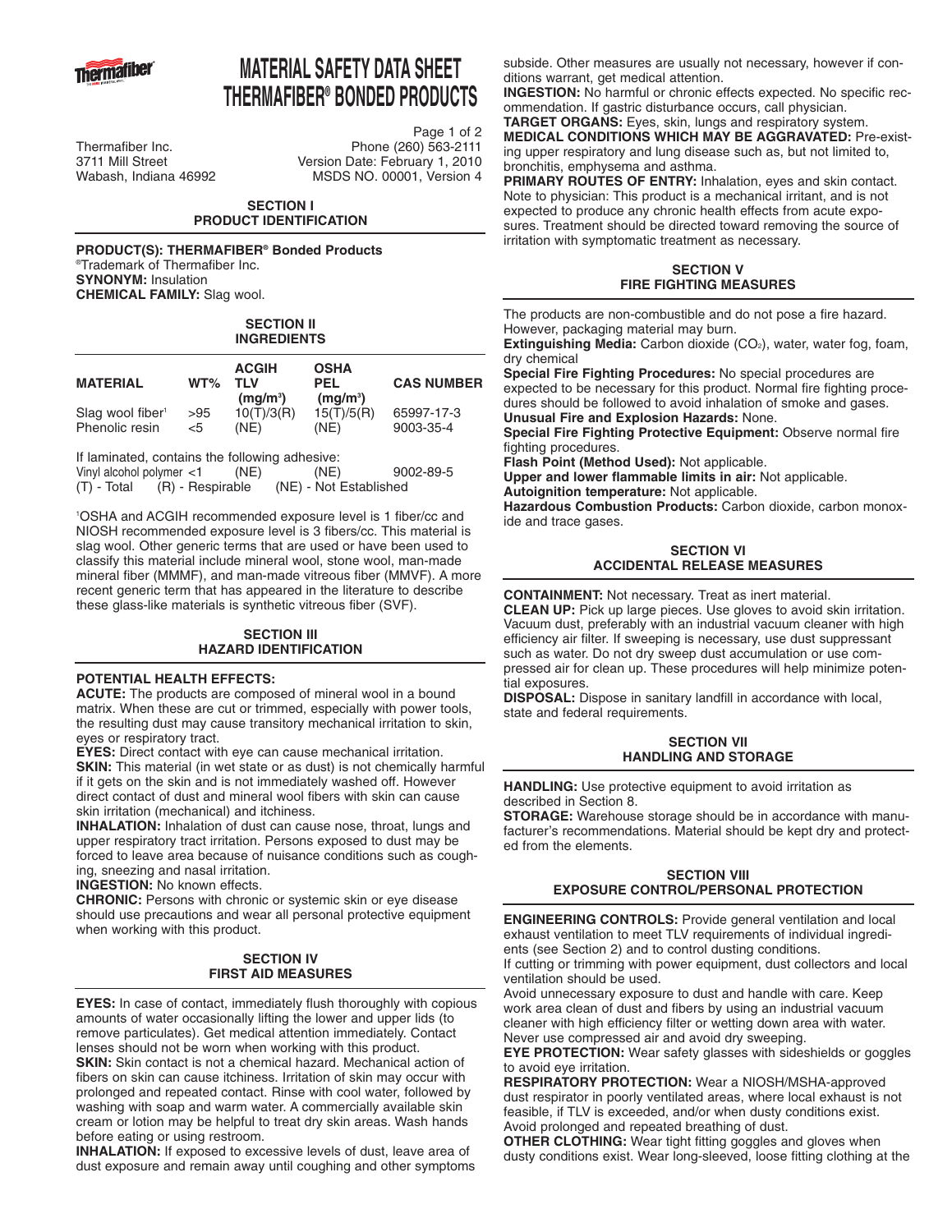# MATERIAL SAFETY DATA SHEET
# THERMAFIBER® BONDED PRODUCTS

Thermafiber Inc.
3711 Mill Street
Wabash, Indiana 46992

Phone (260) 563-2111
Version Date: February 1, 2010
MSDS NO. 00001, Version 4

## SECTION I
## PRODUCT IDENTIFICATION

**PRODUCT(S): THERMAFIBER® Bonded Products**
®Trademark of Thermafiber Inc.
**SYNONYM:** Insulation
**CHEMICAL FAMILY:** Slag wool.

## SECTION II
## INGREDIENTS

| MATERIAL | WT% | ACGIH TLV (mg/m³) | OSHA PEL (mg/m³) | CAS NUMBER |
|---|---|---|---|---|
| Slag wool fiber[1] | >95 | 10(T)/3(R) | 15(T)/5(R) | 65997-17-3 |
| Phenolic resin | <5 | (NE) | (NE) | 9003-35-4 |

If laminated, contains the following adhesive:

| | | | | |
|---|---|---|---|---|
| Vinyl alcohol polymer | <1 | (NE) | (NE) | 9002-89-5 |

(T) - Total (R) - Respirable (NE) - Not Established

[1]OSHA and ACGIH recommended exposure level is 1 fiber/cc and NIOSH recommended exposure level is 3 fibers/cc. This material is slag wool. Other generic terms that are used or have been used to classify this material include mineral wool, stone wool, man-made mineral fiber (MMMF), and man-made vitreous fiber (MMVF). A more recent generic term that has appeared in the literature to describe these glass-like materials is synthetic vitreous fiber (SVF).

## SECTION III
## HAZARD IDENTIFICATION

**POTENTIAL HEALTH EFFECTS:**

**ACUTE:** The products are composed of mineral wool in a bound matrix. When these are cut or trimmed, especially with power tools, the resulting dust may cause transitory mechanical irritation to skin, eyes or respiratory tract.

**EYES:** Direct contact with eye can cause mechanical irritation.

**SKIN:** This material (in wet state or as dust) is not chemically harmful if it gets on the skin and is not immediately washed off. However direct contact of dust and mineral wool fibers with skin can cause skin irritation (mechanical) and itchiness.

**INHALATION:** Inhalation of dust can cause nose, throat, lungs and upper respiratory tract irritation. Persons exposed to dust may be forced to leave area because of nuisance conditions such as coughing, sneezing and nasal irritation.

**INGESTION:** No known effects.

**CHRONIC:** Persons with chronic or systemic skin or eye disease should use precautions and wear all personal protective equipment when working with this product.

## SECTION IV
## FIRST AID MEASURES

**EYES:** In case of contact, immediately flush thoroughly with copious amounts of water occasionally lifting the lower and upper lids (to remove particulates). Get medical attention immediately. Contact lenses should not be worn when working with this product.

**SKIN:** Skin contact is not a chemical hazard. Mechanical action of fibers on skin can cause itchiness. Irritation of skin may occur with prolonged and repeated contact. Rinse with cool water, followed by washing with soap and warm water. A commercially available skin cream or lotion may be helpful to treat dry skin areas. Wash hands before eating or using restroom.

**INHALATION:** If exposed to excessive levels of dust, leave area of dust exposure and remain away until coughing and other symptoms subside. Other measures are usually not necessary, however if conditions warrant, get medical attention.

**INGESTION:** No harmful or chronic effects expected. No specific recommendation. If gastric disturbance occurs, call physician.

**TARGET ORGANS:** Eyes, skin, lungs and respiratory system.

**MEDICAL CONDITIONS WHICH MAY BE AGGRAVATED:** Pre-existing upper respiratory and lung disease such as, but not limited to, bronchitis, emphysema and asthma.

**PRIMARY ROUTES OF ENTRY:** Inhalation, eyes and skin contact. Note to physician: This product is a mechanical irritant, and is not expected to produce any chronic health effects from acute exposures. Treatment should be directed toward removing the source of irritation with symptomatic treatment as necessary.

## SECTION V
## FIRE FIGHTING MEASURES

The products are non-combustible and do not pose a fire hazard. However, packaging material may burn.

**Extinguishing Media:** Carbon dioxide ($CO_2$), water, water fog, foam, dry chemical

**Special Fire Fighting Procedures:** No special procedures are expected to be necessary for this product. Normal fire fighting procedures should be followed to avoid inhalation of smoke and gases.

**Unusual Fire and Explosion Hazards:** None.

**Special Fire Fighting Protective Equipment:** Observe normal fire fighting procedures.

**Flash Point (Method Used):** Not applicable.

**Upper and lower flammable limits in air:** Not applicable.

**Autoignition temperature:** Not applicable.

**Hazardous Combustion Products:** Carbon dioxide, carbon monoxide and trace gases.

## SECTION VI
## ACCIDENTAL RELEASE MEASURES

**CONTAINMENT:** Not necessary. Treat as inert material.

**CLEAN UP:** Pick up large pieces. Use gloves to avoid skin irritation. Vacuum dust, preferably with an industrial vacuum cleaner with high efficiency air filter. If sweeping is necessary, use dust suppressant such as water. Do not dry sweep dust accumulation or use compressed air for clean up. These procedures will help minimize potential exposures.

**DISPOSAL:** Dispose in sanitary landfill in accordance with local, state and federal requirements.

## SECTION VII
## HANDLING AND STORAGE

**HANDLING:** Use protective equipment to avoid irritation as described in Section 8.

**STORAGE:** Warehouse storage should be in accordance with manufacturer's recommendations. Material should be kept dry and protected from the elements.

## SECTION VIII
## EXPOSURE CONTROL/PERSONAL PROTECTION

**ENGINEERING CONTROLS:** Provide general ventilation and local exhaust ventilation to meet TLV requirements of individual ingredients (see Section 2) and to control dusting conditions.

If cutting or trimming with power equipment, dust collectors and local ventilation should be used.

Avoid unnecessary exposure to dust and handle with care. Keep work area clean of dust and fibers by using an industrial vacuum cleaner with high efficiency filter or wetting down area with water. Never use compressed air and avoid dry sweeping.

**EYE PROTECTION:** Wear safety glasses with sideshields or goggles to avoid eye irritation.

**RESPIRATORY PROTECTION:** Wear a NIOSH/MSHA-approved dust respirator in poorly ventilated areas, where local exhaust is not feasible, if TLV is exceeded, and/or when dusty conditions exist. Avoid prolonged and repeated breathing of dust.

**OTHER CLOTHING:** Wear tight fitting goggles and gloves when dusty conditions exist. Wear long-sleeved, loose fitting clothing at the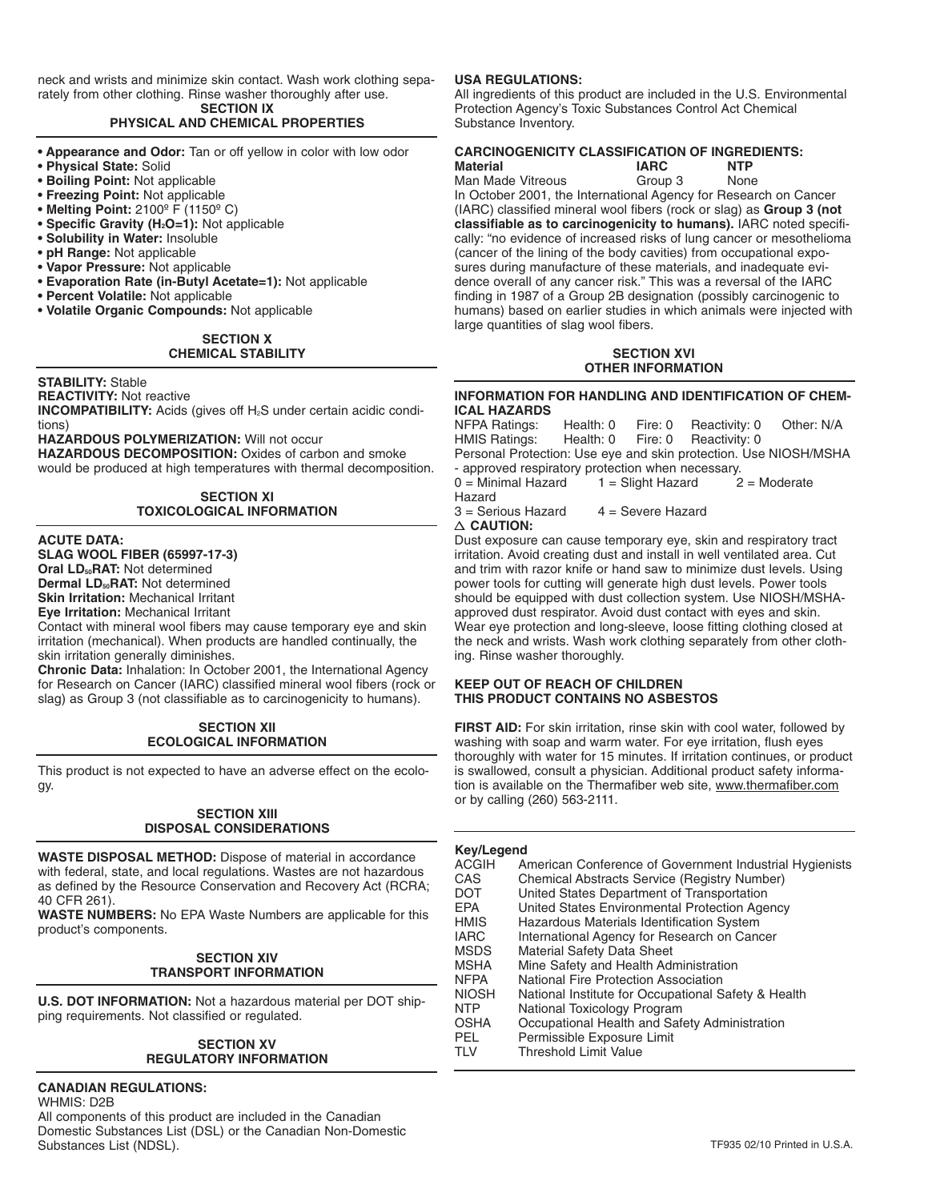neck and wrists and minimize skin contact. Wash work clothing separately from other clothing. Rinse washer thoroughly after use.

## SECTION IX
## PHYSICAL AND CHEMICAL PROPERTIES

- **Appearance and Odor:** Tan or off yellow in color with low odor
- **Physical State:** Solid
- **Boiling Point:** Not applicable
- **Freezing Point:** Not applicable
- **Melting Point:** 2100º F (1150º C)
- **Specific Gravity ($H_2O$=1):** Not applicable
- **Solubility in Water:** Insoluble
- **pH Range:** Not applicable
- **Vapor Pressure:** Not applicable
- **Evaporation Rate (in-Butyl Acetate=1):** Not applicable
- **Percent Volatile:** Not applicable
- **Volatile Organic Compounds:** Not applicable

## SECTION X
## CHEMICAL STABILITY

**STABILITY:** Stable
**REACTIVITY:** Not reactive
**INCOMPATIBILITY:** Acids (gives off $H_2S$ under certain acidic conditions)
**HAZARDOUS POLYMERIZATION:** Will not occur
**HAZARDOUS DECOMPOSITION:** Oxides of carbon and smoke would be produced at high temperatures with thermal decomposition.

## SECTION XI
## TOXICOLOGICAL INFORMATION

**ACUTE DATA:**
**SLAG WOOL FIBER (65997-17-3)**
**Oral $LD_{50}$RAT:** Not determined
**Dermal $LD_{50}$RAT:** Not determined
**Skin Irritation:** Mechanical Irritant
**Eye Irritation:** Mechanical Irritant
Contact with mineral wool fibers may cause temporary eye and skin irritation (mechanical). When products are handled continually, the skin irritation generally diminishes.
**Chronic Data:** Inhalation: In October 2001, the International Agency for Research on Cancer (IARC) classified mineral wool fibers (rock or slag) as Group 3 (not classifiable as to carcinogenicity to humans).

## SECTION XII
## ECOLOGICAL INFORMATION

This product is not expected to have an adverse effect on the ecology.

## SECTION XIII
## DISPOSAL CONSIDERATIONS

**WASTE DISPOSAL METHOD:** Dispose of material in accordance with federal, state, and local regulations. Wastes are not hazardous as defined by the Resource Conservation and Recovery Act (RCRA; 40 CFR 261).
**WASTE NUMBERS:** No EPA Waste Numbers are applicable for this product's components.

## SECTION XIV
## TRANSPORT INFORMATION

**U.S. DOT INFORMATION:** Not a hazardous material per DOT shipping requirements. Not classified or regulated.

## SECTION XV
## REGULATORY INFORMATION

**CANADIAN REGULATIONS:**
WHMIS: D2B
All components of this product are included in the Canadian Domestic Substances List (DSL) or the Canadian Non-Domestic Substances List (NDSL).

**USA REGULATIONS:**
All ingredients of this product are included in the U.S. Environmental Protection Agency's Toxic Substances Control Act Chemical Substance Inventory.

**CARCINOGENICITY CLASSIFICATION OF INGREDIENTS:**

| Material | IARC | NTP |
|---|---|---|
| Man Made Vitreous | Group 3 | None |

In October 2001, the International Agency for Research on Cancer (IARC) classified mineral wool fibers (rock or slag) as **Group 3 (not classifiable as to carcinogenicity to humans).** IARC noted specifically: "no evidence of increased risks of lung cancer or mesothelioma (cancer of the lining of the body cavities) from occupational exposures during manufacture of these materials, and inadequate evidence overall of any cancer risk." This was a reversal of the IARC finding in 1987 of a Group 2B designation (possibly carcinogenic to humans) based on earlier studies in which animals were injected with large quantities of slag wool fibers.

## SECTION XVI
## OTHER INFORMATION

**INFORMATION FOR HANDLING AND IDENTIFICATION OF CHEMICAL HAZARDS**

| | | | | |
|---|---|---|---|---|
| NFPA Ratings: | Health: 0 | Fire: 0 | Reactivity: 0 | Other: N/A |
| HMIS Ratings: | Health: 0 | Fire: 0 | Reactivity: 0 | |

Personal Protection: Use eye and skin protection. Use NIOSH/MSHA - approved respiratory protection when necessary.
0 = Minimal Hazard   1 = Slight Hazard   2 = Moderate Hazard
3 = Serious Hazard   4 = Severe Hazard

**△ CAUTION:**
Dust exposure can cause temporary eye, skin and respiratory tract irritation. Avoid creating dust and install in well ventilated area. Cut and trim with razor knife or hand saw to minimize dust levels. Using power tools for cutting will generate high dust levels. Power tools should be equipped with dust collection system. Use NIOSH/MSHA-approved dust respirator. Avoid dust contact with eyes and skin. Wear eye protection and long-sleeve, loose fitting clothing closed at the neck and wrists. Wash work clothing separately from other clothing. Rinse washer thoroughly.

**KEEP OUT OF REACH OF CHILDREN**
**THIS PRODUCT CONTAINS NO ASBESTOS**

**FIRST AID:** For skin irritation, rinse skin with cool water, followed by washing with soap and warm water. For eye irritation, flush eyes thoroughly with water for 15 minutes. If irritation continues, or product is swallowed, consult a physician. Additional product safety information is available on the Thermafiber web site, www.thermafiber.com or by calling (260) 563-2111.

**Key/Legend**

| | |
|---|---|
| ACGIH | American Conference of Government Industrial Hygienists |
| CAS | Chemical Abstracts Service (Registry Number) |
| DOT | United States Department of Transportation |
| EPA | United States Environmental Protection Agency |
| HMIS | Hazardous Materials Identification System |
| IARC | International Agency for Research on Cancer |
| MSDS | Material Safety Data Sheet |
| MSHA | Mine Safety and Health Administration |
| NFPA | National Fire Protection Association |
| NIOSH | National Institute for Occupational Safety & Health |
| NTP | National Toxicology Program |
| OSHA | Occupational Health and Safety Administration |
| PEL | Permissible Exposure Limit |
| TLV | Threshold Limit Value |

TF935 02/10 Printed in U.S.A.